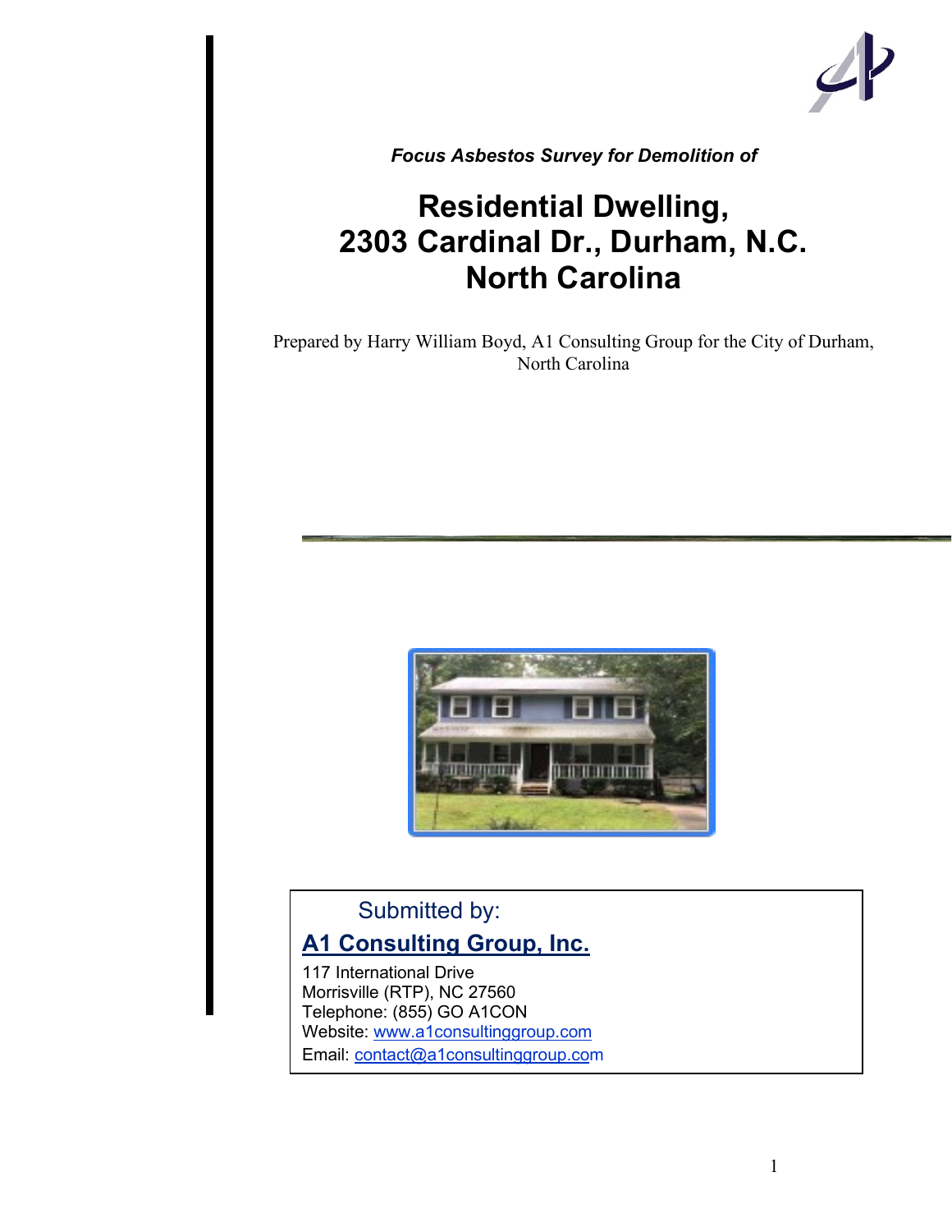*Focus Asbestos Survey for Demolition of*

# Residential Dwelling, 2303 Cardinal Dr., Durham, N.C. North Carolina

Prepared by Harry William Boyd, A1 Consulting Group for the City of Durham, North Carolina

Submitted by:

**A1 Consulting Group, Inc.**

117 International Drive
Morrisville (RTP), NC 27560
Telephone: (855) GO A1CON
Website: www.a1consultinggroup.com
Email: contact@a1consultinggroup.com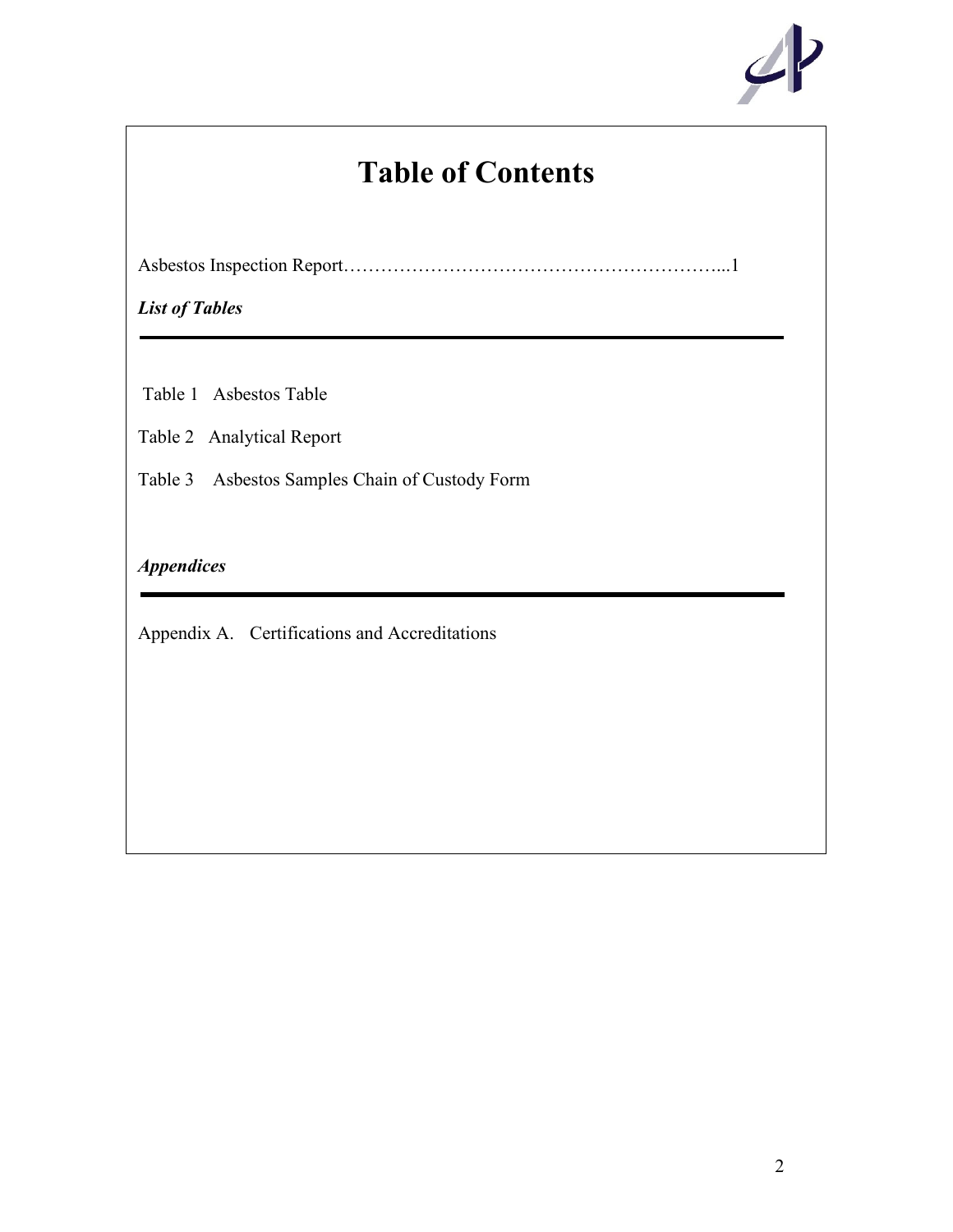# Table of Contents

Asbestos Inspection Report……………………………………………………...1

***List of Tables***

---

Table 1 Asbestos Table

Table 2 Analytical Report

Table 3 Asbestos Samples Chain of Custody Form

***Appendices***

---

Appendix A. Certifications and Accreditations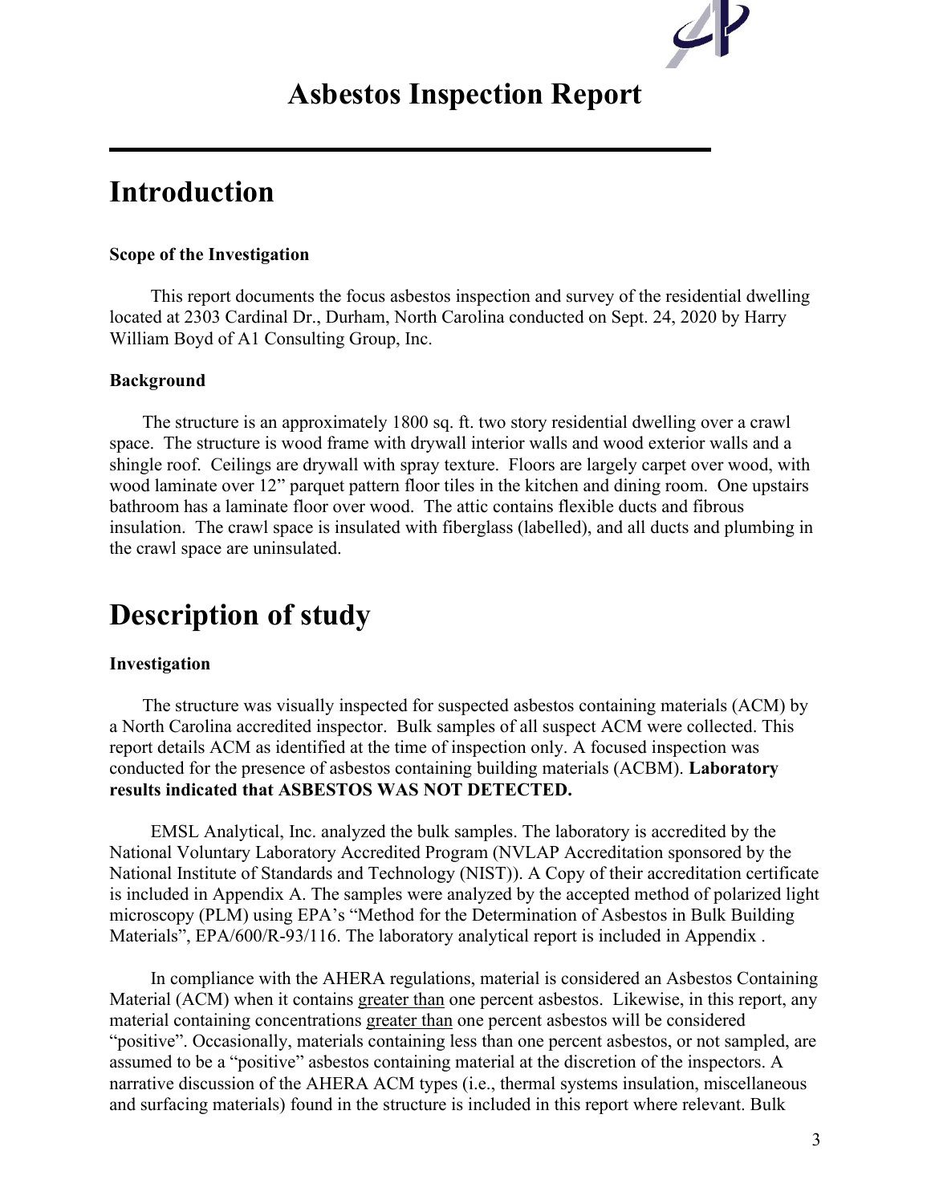# Asbestos Inspection Report

# Introduction

**Scope of the Investigation**

This report documents the focus asbestos inspection and survey of the residential dwelling located at 2303 Cardinal Dr., Durham, North Carolina conducted on Sept. 24, 2020 by Harry William Boyd of A1 Consulting Group, Inc.

**Background**

The structure is an approximately 1800 sq. ft. two story residential dwelling over a crawl space. The structure is wood frame with drywall interior walls and wood exterior walls and a shingle roof. Ceilings are drywall with spray texture. Floors are largely carpet over wood, with wood laminate over 12" parquet pattern floor tiles in the kitchen and dining room. One upstairs bathroom has a laminate floor over wood. The attic contains flexible ducts and fibrous insulation. The crawl space is insulated with fiberglass (labelled), and all ducts and plumbing in the crawl space are uninsulated.

# Description of study

**Investigation**

The structure was visually inspected for suspected asbestos containing materials (ACM) by a North Carolina accredited inspector. Bulk samples of all suspect ACM were collected. This report details ACM as identified at the time of inspection only. A focused inspection was conducted for the presence of asbestos containing building materials (ACBM). **Laboratory results indicated that ASBESTOS WAS NOT DETECTED.**

EMSL Analytical, Inc. analyzed the bulk samples. The laboratory is accredited by the National Voluntary Laboratory Accredited Program (NVLAP Accreditation sponsored by the National Institute of Standards and Technology (NIST)). A Copy of their accreditation certificate is included in Appendix A. The samples were analyzed by the accepted method of polarized light microscopy (PLM) using EPA's "Method for the Determination of Asbestos in Bulk Building Materials", EPA/600/R-93/116. The laboratory analytical report is included in Appendix .

In compliance with the AHERA regulations, material is considered an Asbestos Containing Material (ACM) when it contains greater than one percent asbestos. Likewise, in this report, any material containing concentrations greater than one percent asbestos will be considered "positive". Occasionally, materials containing less than one percent asbestos, or not sampled, are assumed to be a "positive" asbestos containing material at the discretion of the inspectors. A narrative discussion of the AHERA ACM types (i.e., thermal systems insulation, miscellaneous and surfacing materials) found in the structure is included in this report where relevant. Bulk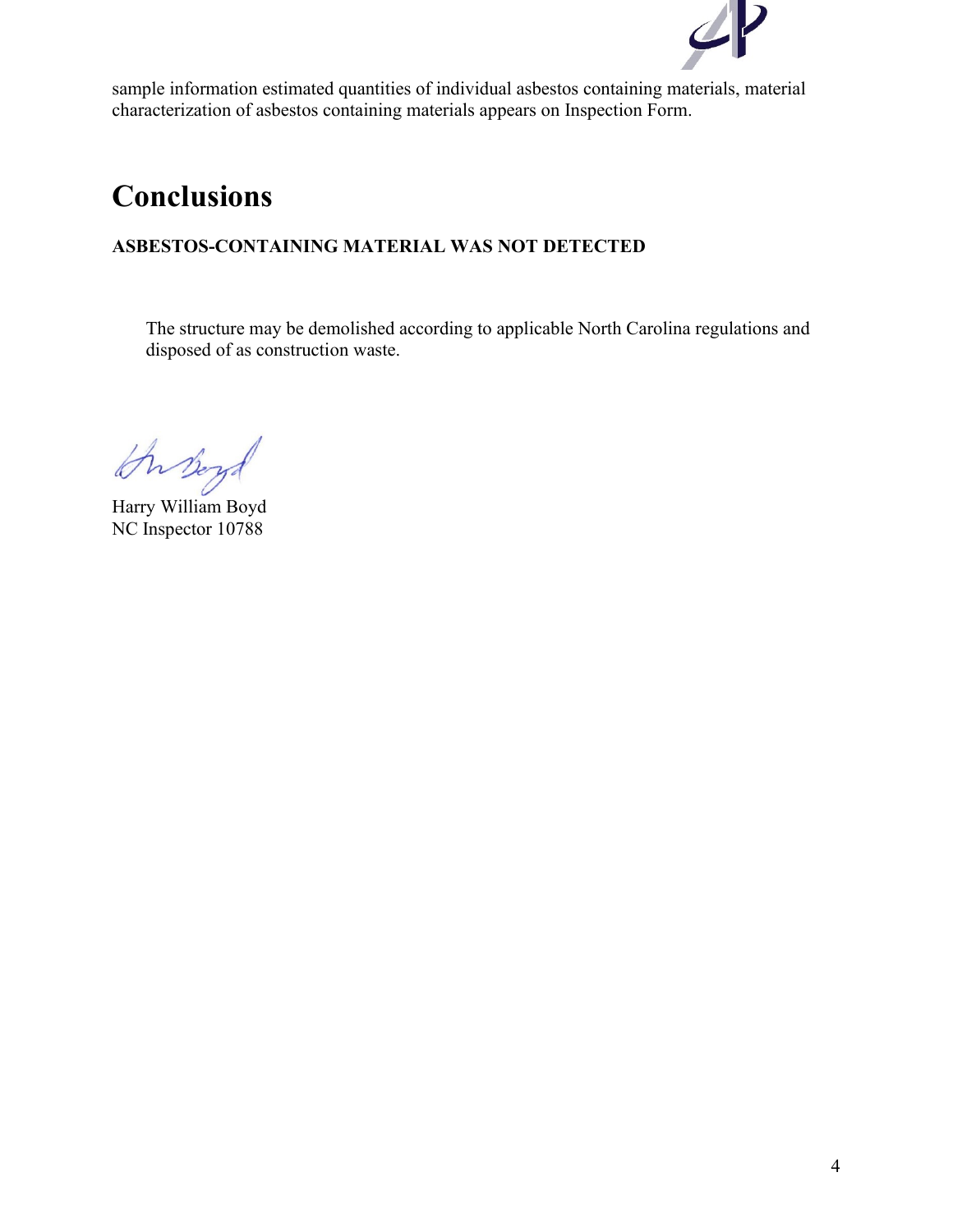sample information estimated quantities of individual asbestos containing materials, material characterization of asbestos containing materials appears on Inspection Form.

# Conclusions

**ASBESTOS-CONTAINING MATERIAL WAS NOT DETECTED**

The structure may be demolished according to applicable North Carolina regulations and disposed of as construction waste.

Harry William Boyd
NC Inspector 10788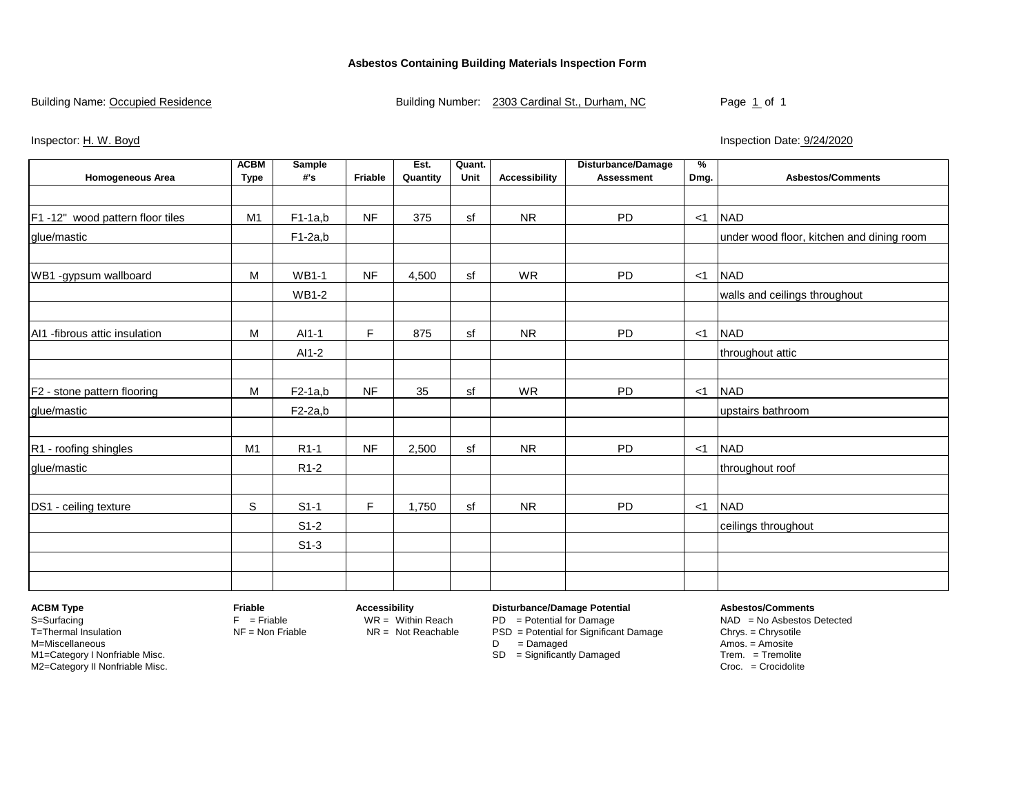# Asbestos Containing Building Materials Inspection Form

Building Name: Occupied Residence

Building Number: 2303 Cardinal St., Durham, NC

Page 1 of 1

Inspector: H. W. Boyd

Inspection Date: 9/24/2020

| Homogeneous Area | ACBM Type | Sample #'s | Friable | Est. Quantity | Quant. Unit | Accessibility | Disturbance/Damage Assessment | % Dmg. | Asbestos/Comments |
|---|---|---|---|---|---|---|---|---|---|
| | | | | | | | | | |
| F1 -12" wood pattern floor tiles | M1 | F1-1a,b | NF | 375 | sf | NR | PD | <1 | NAD |
| glue/mastic | | F1-2a,b | | | | | | | under wood floor, kitchen and dining room |
| | | | | | | | | | |
| WB1 -gypsum wallboard | M | WB1-1 | NF | 4,500 | sf | WR | PD | <1 | NAD |
| | | WB1-2 | | | | | | | walls and ceilings throughout |
| | | | | | | | | | |
| AI1 -fibrous attic insulation | M | AI1-1 | F | 875 | sf | NR | PD | <1 | NAD |
| | | AI1-2 | | | | | | | throughout attic |
| | | | | | | | | | |
| F2 - stone pattern flooring | M | F2-1a,b | NF | 35 | sf | WR | PD | <1 | NAD |
| glue/mastic | | F2-2a,b | | | | | | | upstairs bathroom |
| | | | | | | | | | |
| R1 - roofing shingles | M1 | R1-1 | NF | 2,500 | sf | NR | PD | <1 | NAD |
| glue/mastic | | R1-2 | | | | | | | throughout roof |
| | | | | | | | | | |
| DS1 - ceiling texture | S | S1-1 | F | 1,750 | sf | NR | PD | <1 | NAD |
| | | S1-2 | | | | | | | ceilings throughout |
| | | S1-3 | | | | | | | |
| | | | | | | | | | |
| | | | | | | | | | |

**ACBM Type**
S=Surfacing
T=Thermal Insulation
M=Miscellaneous
M1=Category I Nonfriable Misc.
M2=Category II Nonfriable Misc.

**Friable**
F = Friable
NF = Non Friable

**Accessibility**
WR = Within Reach
NR = Not Reachable

**Disturbance/Damage Potential**
PD = Potential for Damage
PSD = Potential for Significant Damage
D = Damaged
SD = Significantly Damaged

**Asbestos/Comments**
NAD = No Asbestos Detected
Chrys. = Chrysotile
Amos. = Amosite
Trem. = Tremolite
Croc. = Crocidolite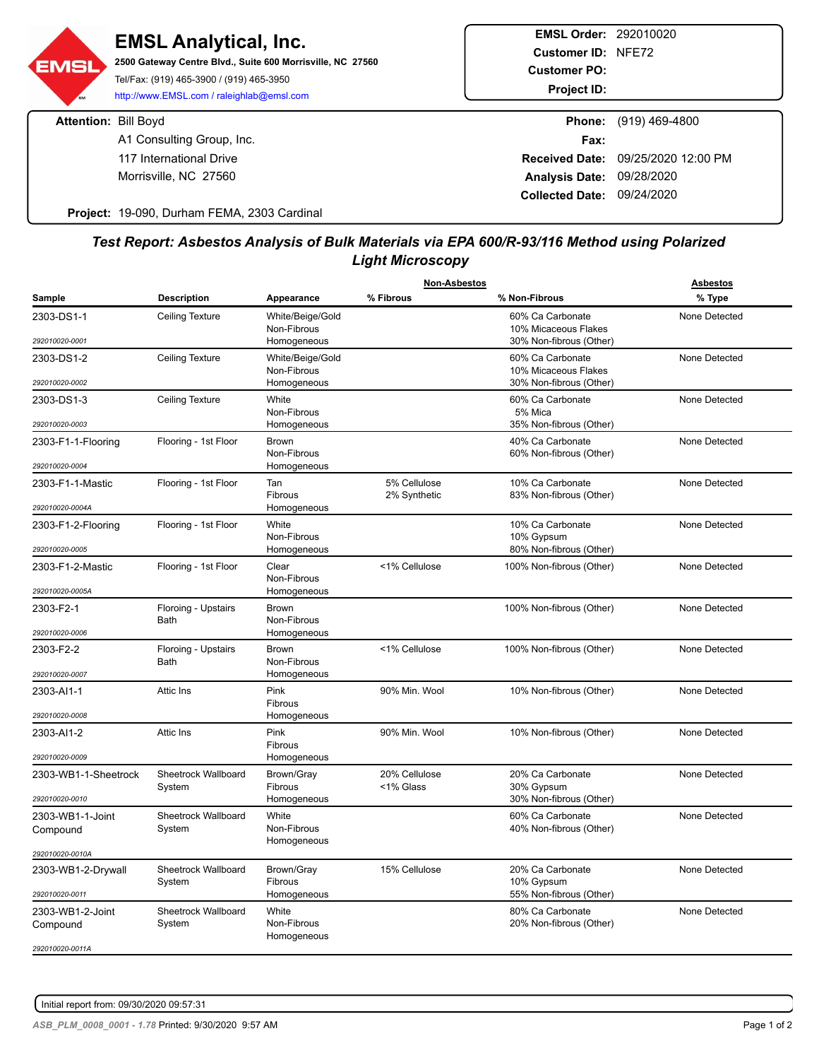# EMSL Analytical, Inc.

**2500 Gateway Centre Blvd., Suite 600 Morrisville, NC 27560**
Tel/Fax: (919) 465-3900 / (919) 465-3950
http://www.EMSL.com / raleighlab@emsl.com

**EMSL Order:** 292010020
**Customer ID:** NFE72
**Customer PO:**
**Project ID:**

**Attention:** Bill Boyd
A1 Consulting Group, Inc.
117 International Drive
Morrisville, NC 27560

**Phone:** (919) 469-4800
**Fax:**
**Received Date:** 09/25/2020 12:00 PM
**Analysis Date:** 09/28/2020
**Collected Date:** 09/24/2020

**Project:** 19-090, Durham FEMA, 2303 Cardinal

## *Test Report: Asbestos Analysis of Bulk Materials via EPA 600/R-93/116 Method using Polarized Light Microscopy*

| Sample | Description | Appearance | Non-Asbestos % Fibrous | Non-Asbestos % Non-Fibrous | Asbestos % Type |
|---|---|---|---|---|---|
| 2303-DS1-1 (292010020-0001) | Ceiling Texture | White/Beige/Gold Non-Fibrous Homogeneous | | 60% Ca Carbonate, 10% Micaceous Flakes, 30% Non-fibrous (Other) | None Detected |
| 2303-DS1-2 (292010020-0002) | Ceiling Texture | White/Beige/Gold Non-Fibrous Homogeneous | | 60% Ca Carbonate, 10% Micaceous Flakes, 30% Non-fibrous (Other) | None Detected |
| 2303-DS1-3 (292010020-0003) | Ceiling Texture | White Non-Fibrous Homogeneous | | 60% Ca Carbonate, 5% Mica, 35% Non-fibrous (Other) | None Detected |
| 2303-F1-1-Flooring (292010020-0004) | Flooring - 1st Floor | Brown Non-Fibrous Homogeneous | | 40% Ca Carbonate, 60% Non-fibrous (Other) | None Detected |
| 2303-F1-1-Mastic (292010020-0004A) | Flooring - 1st Floor | Tan Fibrous Homogeneous | 5% Cellulose, 2% Synthetic | 10% Ca Carbonate, 83% Non-fibrous (Other) | None Detected |
| 2303-F1-2-Flooring (292010020-0005) | Flooring - 1st Floor | White Non-Fibrous Homogeneous | | 10% Ca Carbonate, 10% Gypsum, 80% Non-fibrous (Other) | None Detected |
| 2303-F1-2-Mastic (292010020-0005A) | Flooring - 1st Floor | Clear Non-Fibrous Homogeneous | <1% Cellulose | 100% Non-fibrous (Other) | None Detected |
| 2303-F2-1 (292010020-0006) | Floroing - Upstairs Bath | Brown Non-Fibrous Homogeneous | | 100% Non-fibrous (Other) | None Detected |
| 2303-F2-2 (292010020-0007) | Floroing - Upstairs Bath | Brown Non-Fibrous Homogeneous | <1% Cellulose | 100% Non-fibrous (Other) | None Detected |
| 2303-AI1-1 (292010020-0008) | Attic Ins | Pink Fibrous Homogeneous | 90% Min. Wool | 10% Non-fibrous (Other) | None Detected |
| 2303-AI1-2 (292010020-0009) | Attic Ins | Pink Fibrous Homogeneous | 90% Min. Wool | 10% Non-fibrous (Other) | None Detected |
| 2303-WB1-1-Sheetrock (292010020-0010) | Sheetrock Wallboard System | Brown/Gray Fibrous Homogeneous | 20% Cellulose, <1% Glass | 20% Ca Carbonate, 30% Gypsum, 30% Non-fibrous (Other) | None Detected |
| 2303-WB1-1-Joint Compound (292010020-0010A) | Sheetrock Wallboard System | White Non-Fibrous Homogeneous | | 60% Ca Carbonate, 40% Non-fibrous (Other) | None Detected |
| 2303-WB1-2-Drywall (292010020-0011) | Sheetrock Wallboard System | Brown/Gray Fibrous Homogeneous | 15% Cellulose | 20% Ca Carbonate, 10% Gypsum, 55% Non-fibrous (Other) | None Detected |
| 2303-WB1-2-Joint Compound (292010020-0011A) | Sheetrock Wallboard System | White Non-Fibrous Homogeneous | | 80% Ca Carbonate, 20% Non-fibrous (Other) | None Detected |

Initial report from: 09/30/2020 09:57:31

*ASB_PLM_0008_0001 - 1.78* Printed: 9/30/2020 9:57 AM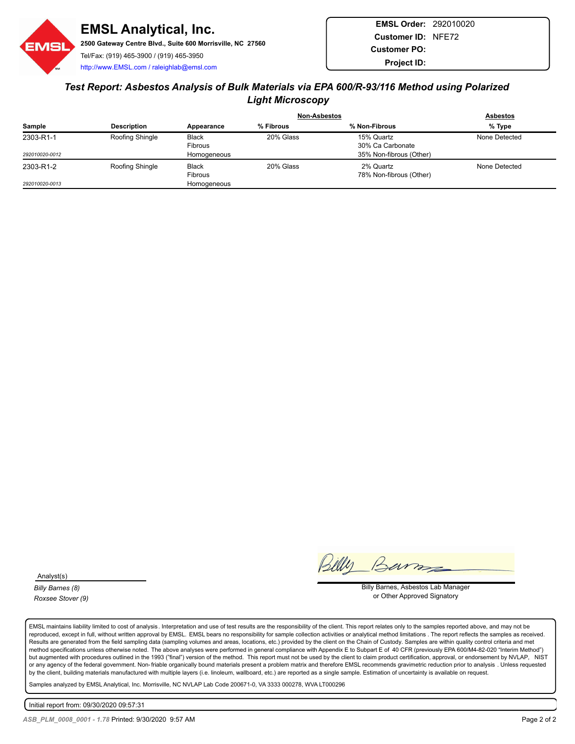# EMSL Analytical, Inc.

**2500 Gateway Centre Blvd., Suite 600 Morrisville, NC 27560**

Tel/Fax: (919) 465-3900 / (919) 465-3950

http://www.EMSL.com / raleighlab@emsl.com

**EMSL Order:** 292010020
**Customer ID:** NFE72
**Customer PO:**
**Project ID:**

## *Test Report: Asbestos Analysis of Bulk Materials via EPA 600/R-93/116 Method using Polarized Light Microscopy*

| | | | Non-Asbestos | | Asbestos |
|---|---|---|---|---|---|
| **Sample** | **Description** | **Appearance** | **% Fibrous** | **% Non-Fibrous** | **% Type** |
| 2303-R1-1 *292010020-0012* | Roofing Shingle | Black Fibrous Homogeneous | 20% Glass | 15% Quartz 30% Ca Carbonate 35% Non-fibrous (Other) | None Detected |
| 2303-R1-2 *292010020-0013* | Roofing Shingle | Black Fibrous Homogeneous | 20% Glass | 2% Quartz 78% Non-fibrous (Other) | None Detected |

Analyst(s)

*Billy Barnes (8)*
*Roxsee Stover (9)*

Billy Barnes, Asbestos Lab Manager
or Other Approved Signatory

EMSL maintains liability limited to cost of analysis. Interpretation and use of test results are the responsibility of the client. This report relates only to the samples reported above, and may not be reproduced, except in full, without written approval by EMSL. EMSL bears no responsibility for sample collection activities or analytical method limitations. The report reflects the samples as received. Results are generated from the field sampling data (sampling volumes and areas, locations, etc.) provided by the client on the Chain of Custody. Samples are within quality control criteria and met method specifications unless otherwise noted. The above analyses were performed in general compliance with Appendix E to Subpart E of 40 CFR (previously EPA 600/M4-82-020 "Interim Method") but augmented with procedures outlined in the 1993 ("final") version of the method. This report must not be used by the client to claim product certification, approval, or endorsement by NVLAP, NIST or any agency of the federal government. Non-friable organically bound materials present a problem matrix and therefore EMSL recommends gravimetric reduction prior to analysis. Unless requested by the client, building materials manufactured with multiple layers (i.e. linoleum, wallboard, etc.) are reported as a single sample. Estimation of uncertainty is available on request.

Samples analyzed by EMSL Analytical, Inc. Morrisville, NC NVLAP Lab Code 200671-0, VA 3333 000278, WVA LT000296

Initial report from: 09/30/2020 09:57:31

*ASB_PLM_0008_0001 - 1.78* Printed: 9/30/2020 9:57 AM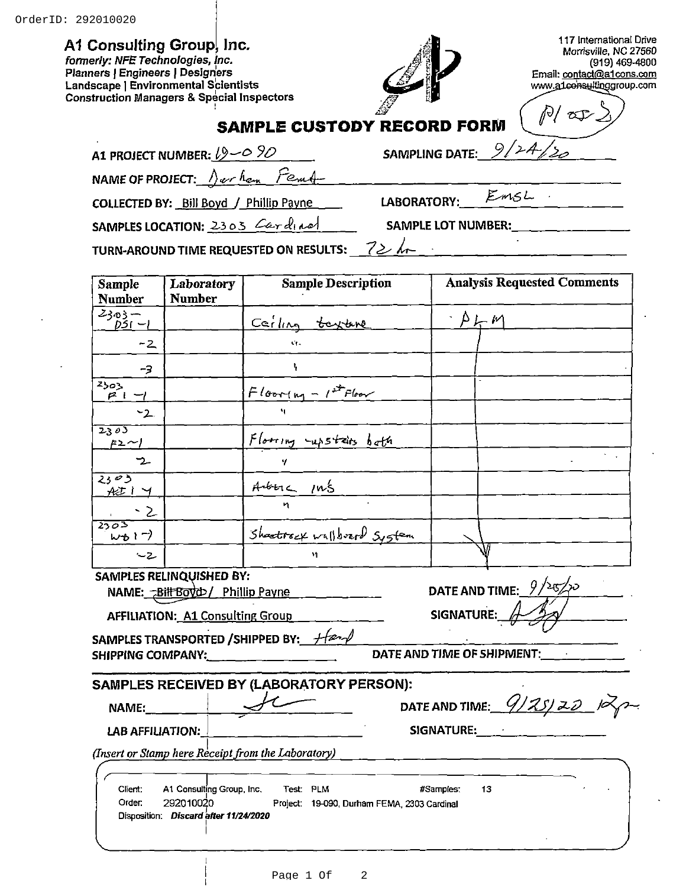OrderID: 292010020

**A1 Consulting Group, Inc.**
*formerly: NFE Technologies, Inc.*
**Planners | Engineers | Designers**
**Landscape | Environmental Scientists**
**Construction Managers & Special Inspectors**

117 International Drive
Morrisville, NC 27560
(919) 469-4800
Email: contact@a1cons.com
www.a1consultinggroup.com

P1 of 2

# SAMPLE CUSTODY RECORD FORM

**A1 PROJECT NUMBER:** 19-090 **SAMPLING DATE:** 9/24/20

**NAME OF PROJECT:** Durham Fema

**COLLECTED BY:** Bill Boyd / Phillip Payne **LABORATORY:** EMSL

**SAMPLES LOCATION:** 2303 Cardinal **SAMPLE LOT NUMBER:**

**TURN-AROUND TIME REQUESTED ON RESULTS:** 72 hr

| Sample Number | Laboratory Number | Sample Description | Analysis Requested Comments |
|---|---|---|---|
| 2303-DSI-1 | | Ceiling texture | PLM |
| -2 | | " | ↓ |
| -3 | | " | ↓ |
| 2303 F1-1 | | Flooring - 1st Floor | ↓ |
| -2 | | " | ↓ |
| 2303 F2-1 | | Flooring - upstairs bath | ↓ |
| -2 | | " | ↓ |
| 2303 AtI-1 | | Attic ins | ↓ |
| -2 | | " | ↓ |
| 2303 WBS-1 | | Sheetrock wallboard System | ↓ |
| -2 | | " | ↓ |

**SAMPLES RELINQUISHED BY:**

**NAME:** ~~Bill Boyd~~ / Phillip Payne **DATE AND TIME:** 9/25/20

**AFFILIATION:** A1 Consulting Group **SIGNATURE:** [signature]

**SAMPLES TRANSPORTED /SHIPPED BY:** Hand

**SHIPPING COMPANY:** **DATE AND TIME OF SHIPMENT:**

**SAMPLES RECEIVED BY (LABORATORY PERSON):**

**NAME:** [signature] **DATE AND TIME:** 9/25/20 12pm

**LAB AFFILIATION:** **SIGNATURE:**

*(Insert or Stamp here Receipt from the Laboratory)*

Client: A1 Consulting Group, Inc. Test: PLM #Samples: 13
Order: 292010020 Project: 19-090, Durham FEMA, 2303 Cardinal
Disposition: *Discard after 11/24/2020*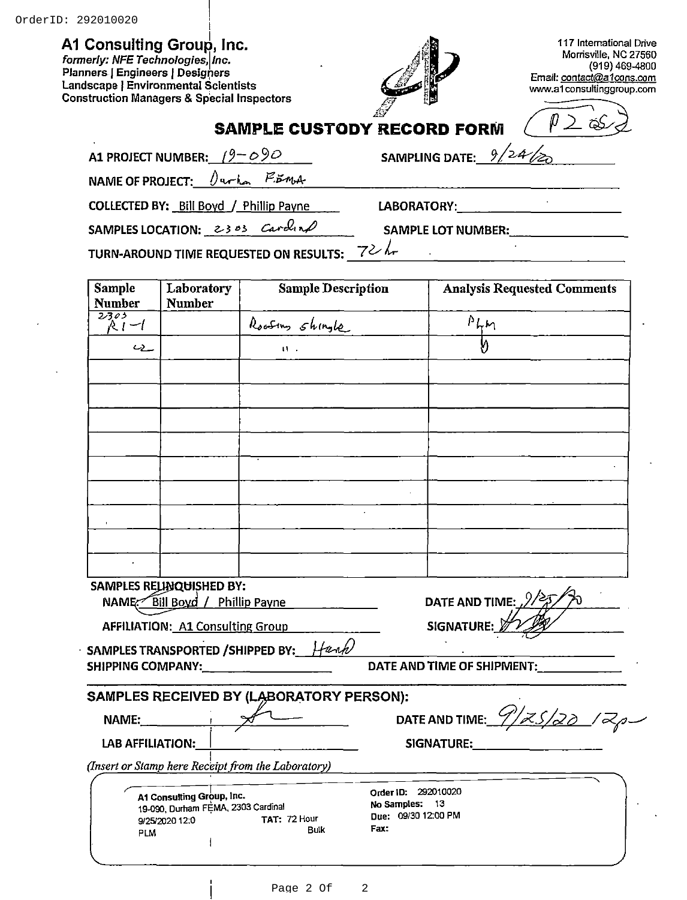OrderID: 292010020

**A1 Consulting Group, Inc.**
*formerly: NFE Technologies, Inc.*
**Planners | Engineers | Designers**
**Landscape | Environmental Scientists**
**Construction Managers & Special Inspectors**

117 International Drive
Morrisville, NC 27560
(919) 469-4800
Email: contact@a1cons.com
www.a1consultinggroup.com

P2 of 2

# SAMPLE CUSTODY RECORD FORM

**A1 PROJECT NUMBER:** 19-090 **SAMPLING DATE:** 9/24/20

**NAME OF PROJECT:** Durham FEMA

**COLLECTED BY:** Bill Boyd / Phillip Payne **LABORATORY:**

**SAMPLES LOCATION:** 2303 Cardinal **SAMPLE LOT NUMBER:**

**TURN-AROUND TIME REQUESTED ON RESULTS:** 72 hr

| Sample Number | Laboratory Number | Sample Description | Analysis Requested Comments |
|---|---|---|---|
| 2303 R1-1 | | Roofing shingle | PLM |
| 2 | | " | " |
| | | | |
| | | | |
| | | | |
| | | | |
| | | | |
| | | | |
| | | | |
| | | | |

**SAMPLES RELINQUISHED BY:**

NAME: Bill Boyd / Phillip Payne DATE AND TIME: 9/25/20

AFFILIATION: A1 Consulting Group SIGNATURE: [signature]

**SAMPLES TRANSPORTED /SHIPPED BY:** Hand

**SHIPPING COMPANY:** **DATE AND TIME OF SHIPMENT:**

**SAMPLES RECEIVED BY (LABORATORY PERSON):**

NAME: [signature] DATE AND TIME: 9/25/20 12p

LAB AFFILIATION: SIGNATURE:

*(Insert or Stamp here Receipt from the Laboratory)*

A1 Consulting Group, Inc.
19-090, Durham FEMA, 2303 Cardinal
9/25/2020 12:0 TAT: 72 Hour
PLM Bulk

Order ID: 292010020
No Samples: 13
Due: 09/30 12:00 PM
Fax: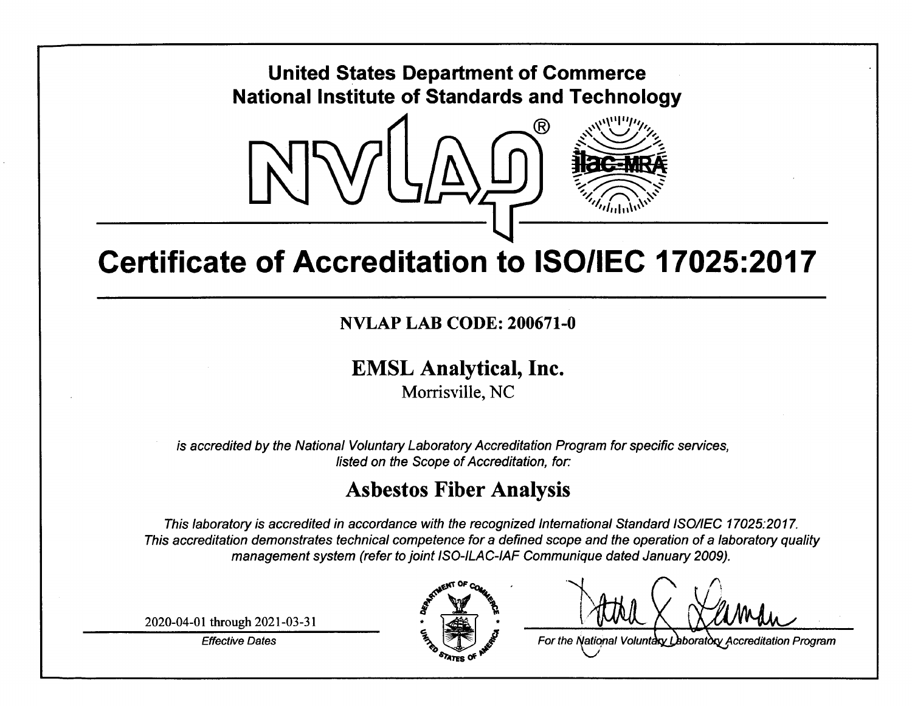**United States Department of Commerce**
**National Institute of Standards and Technology**

NVLAP® ilac-MRA

# Certificate of Accreditation to ISO/IEC 17025:2017

**NVLAP LAB CODE: 200671-0**

## EMSL Analytical, Inc.

Morrisville, NC

*is accredited by the National Voluntary Laboratory Accreditation Program for specific services, listed on the Scope of Accreditation, for:*

## Asbestos Fiber Analysis

*This laboratory is accredited in accordance with the recognized International Standard ISO/IEC 17025:2017. This accreditation demonstrates technical competence for a defined scope and the operation of a laboratory quality management system (refer to joint ISO-ILAC-IAF Communique dated January 2009).*

2020-04-01 through 2021-03-31

*Effective Dates*

*For the National Voluntary Laboratory Accreditation Program*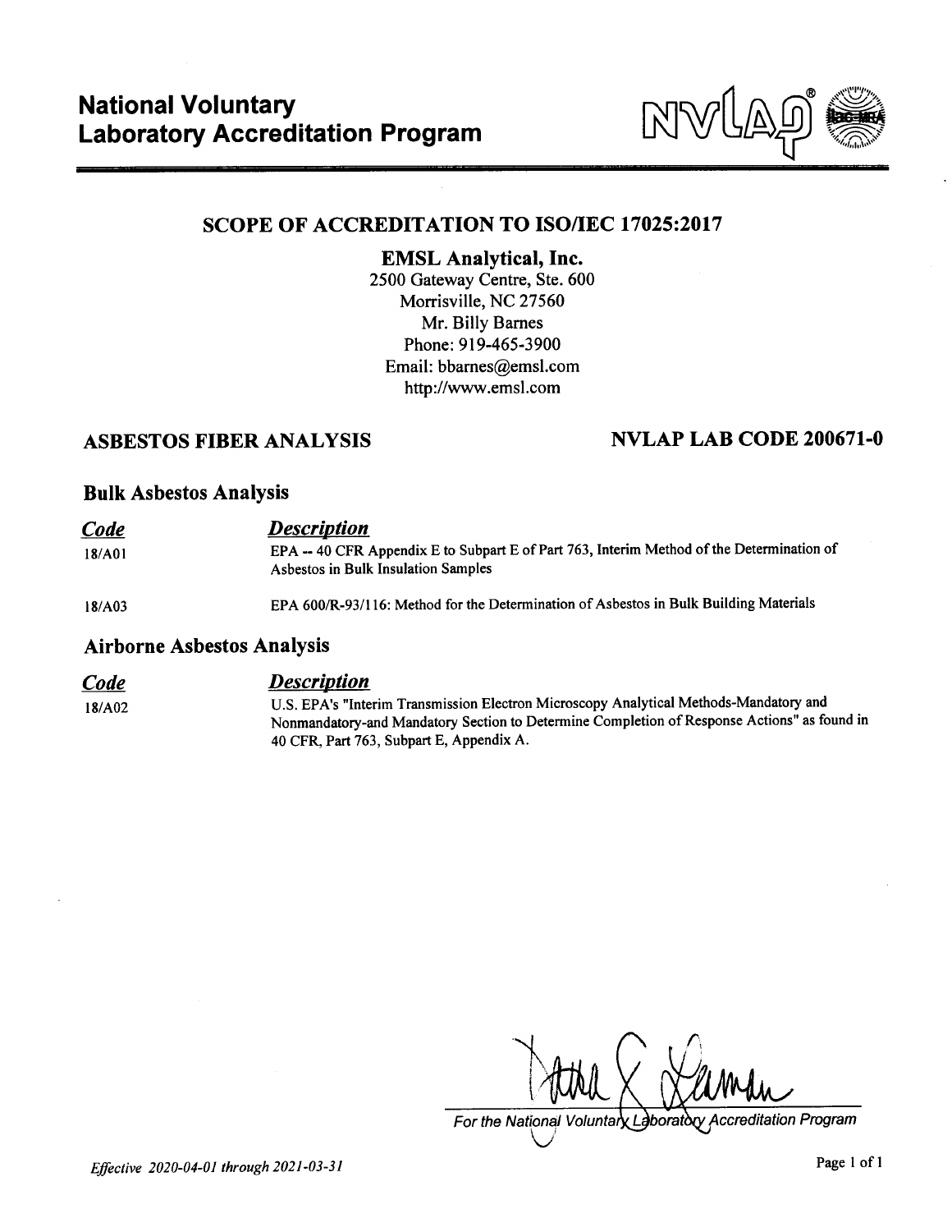# National Voluntary Laboratory Accreditation Program

## SCOPE OF ACCREDITATION TO ISO/IEC 17025:2017

**EMSL Analytical, Inc.**
2500 Gateway Centre, Ste. 600
Morrisville, NC 27560
Mr. Billy Barnes
Phone: 919-465-3900
Email: bbarnes@emsl.com
http://www.emsl.com

## ASBESTOS FIBER ANALYSIS

## NVLAP LAB CODE 200671-0

### Bulk Asbestos Analysis

| *Code* | *Description* |
|---|---|
| 18/A01 | EPA -- 40 CFR Appendix E to Subpart E of Part 763, Interim Method of the Determination of Asbestos in Bulk Insulation Samples |
| 18/A03 | EPA 600/R-93/116: Method for the Determination of Asbestos in Bulk Building Materials |

### Airborne Asbestos Analysis

| *Code* | *Description* |
|---|---|
| 18/A02 | U.S. EPA's "Interim Transmission Electron Microscopy Analytical Methods-Mandatory and Nonmandatory-and Mandatory Section to Determine Completion of Response Actions" as found in 40 CFR, Part 763, Subpart E, Appendix A. |

*For the National Voluntary Laboratory Accreditation Program*

*Effective 2020-04-01 through 2021-03-31*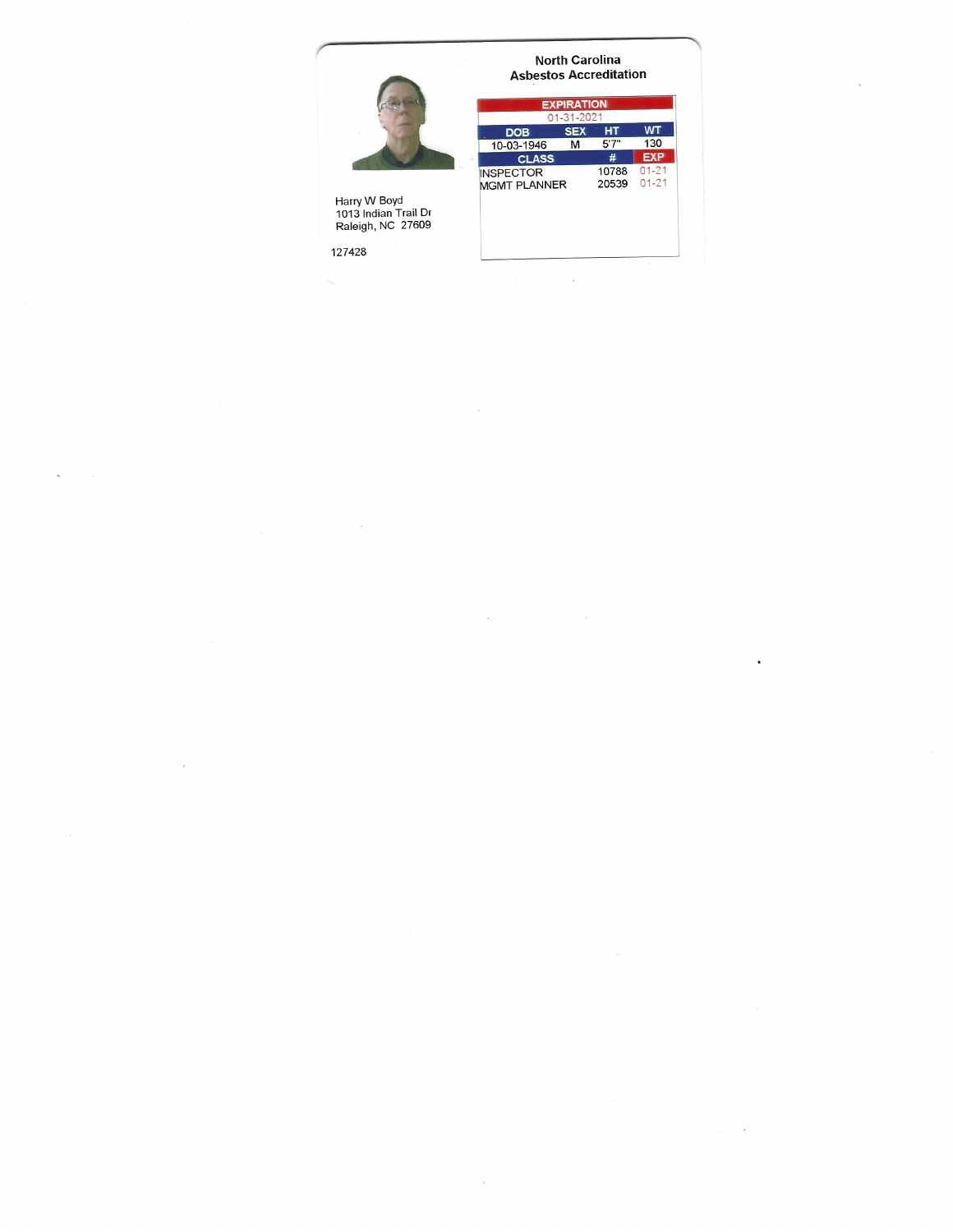**North Carolina**
**Asbestos Accreditation**

Harry W Boyd
1013 Indian Trail Dr
Raleigh, NC 27609

127428

| EXPIRATION | | | |
|---|---|---|---|
| 01-31-2021 | | | |
| DOB | SEX | HT | WT |
| 10-03-1946 | M | 5'7" | 130 |

| CLASS | # | EXP |
|---|---|---|
| INSPECTOR | 10788 | 01-21 |
| MGMT PLANNER | 20539 | 01-21 |